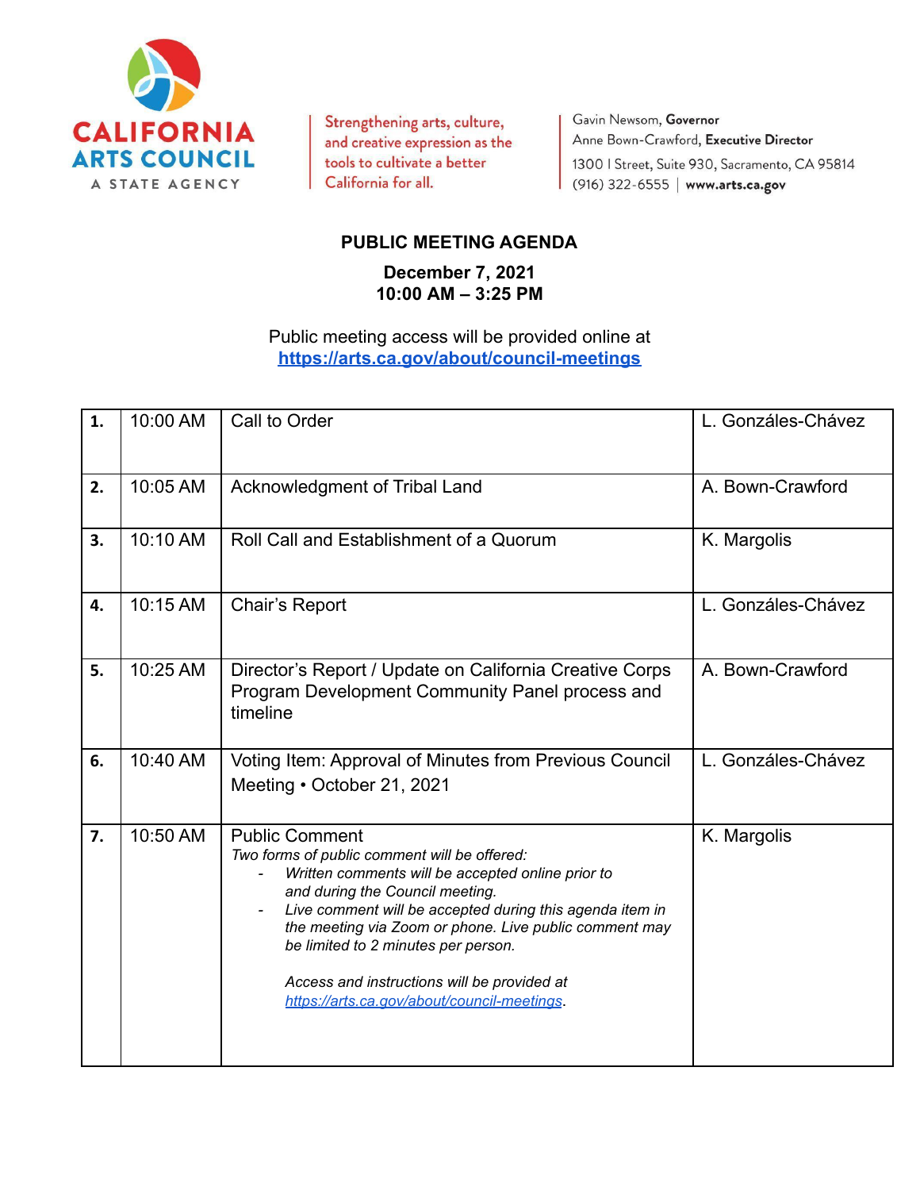CALIFORNIA ARTS COUNCIL
A STATE AGENCY

Strengthening arts, culture, and creative expression as the tools to cultivate a better California for all.

Gavin Newsom, **Governor**
Anne Bown-Crawford, **Executive Director**
1300 I Street, Suite 930, Sacramento, CA 95814
(916) 322-6555 | **www.arts.ca.gov**

## PUBLIC MEETING AGENDA

**December 7, 2021**
**10:00 AM – 3:25 PM**

Public meeting access will be provided online at
[https://arts.ca.gov/about/council-meetings](https://arts.ca.gov/about/council-meetings)

| | | | |
|---|---|---|---|
| **1.** | 10:00 AM | Call to Order | L. Gonzáles-Chávez |
| **2.** | 10:05 AM | Acknowledgment of Tribal Land | A. Bown-Crawford |
| **3.** | 10:10 AM | Roll Call and Establishment of a Quorum | K. Margolis |
| **4.** | 10:15 AM | Chair's Report | L. Gonzáles-Chávez |
| **5.** | 10:25 AM | Director's Report / Update on California Creative Corps Program Development Community Panel process and timeline | A. Bown-Crawford |
| **6.** | 10:40 AM | Voting Item: Approval of Minutes from Previous Council Meeting • October 21, 2021 | L. Gonzáles-Chávez |
| **7.** | 10:50 AM | Public Comment<br>*Two forms of public comment will be offered:*<br>- *Written comments will be accepted online prior to and during the Council meeting.*<br>- *Live comment will be accepted during this agenda item in the meeting via Zoom or phone. Live public comment may be limited to 2 minutes per person.*<br><br>*Access and instructions will be provided at [https://arts.ca.gov/about/council-meetings](https://arts.ca.gov/about/council-meetings).* | K. Margolis |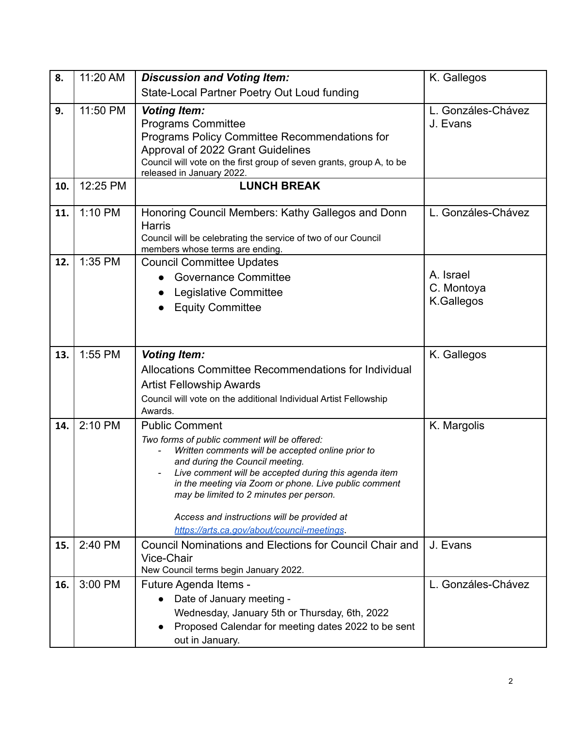| | | | |
|---|---|---|---|
| **8.** | 11:20 AM | ***Discussion and Voting Item:*** State-Local Partner Poetry Out Loud funding | K. Gallegos |
| **9.** | 11:50 PM | ***Voting Item:*** Programs Committee Programs Policy Committee Recommendations for Approval of 2022 Grant Guidelines Council will vote on the first group of seven grants, group A, to be released in January 2022. | L. Gonzáles-Chávez J. Evans |
| **10.** | 12:25 PM | **LUNCH BREAK** | |
| **11.** | 1:10 PM | Honoring Council Members: Kathy Gallegos and Donn Harris Council will be celebrating the service of two of our Council members whose terms are ending. | L. Gonzáles-Chávez |
| **12.** | 1:35 PM | Council Committee Updates <br>● Governance Committee <br>● Legislative Committee <br>● Equity Committee | A. Israel <br>C. Montoya <br>K.Gallegos |
| **13.** | 1:55 PM | ***Voting Item:*** Allocations Committee Recommendations for Individual Artist Fellowship Awards Council will vote on the additional Individual Artist Fellowship Awards. | K. Gallegos |
| **14.** | 2:10 PM | Public Comment <br>*Two forms of public comment will be offered:* <br>- *Written comments will be accepted online prior to and during the Council meeting.* <br>- *Live comment will be accepted during this agenda item in the meeting via Zoom or phone. Live public comment may be limited to 2 minutes per person.* <br><br>*Access and instructions will be provided at [https://arts.ca.gov/about/council-meetings](https://arts.ca.gov/about/council-meetings).* | K. Margolis |
| **15.** | 2:40 PM | Council Nominations and Elections for Council Chair and Vice-Chair New Council terms begin January 2022. | J. Evans |
| **16.** | 3:00 PM | Future Agenda Items - <br>● Date of January meeting - Wednesday, January 5th or Thursday, 6th, 2022 <br>● Proposed Calendar for meeting dates 2022 to be sent out in January. | L. Gonzáles-Chávez |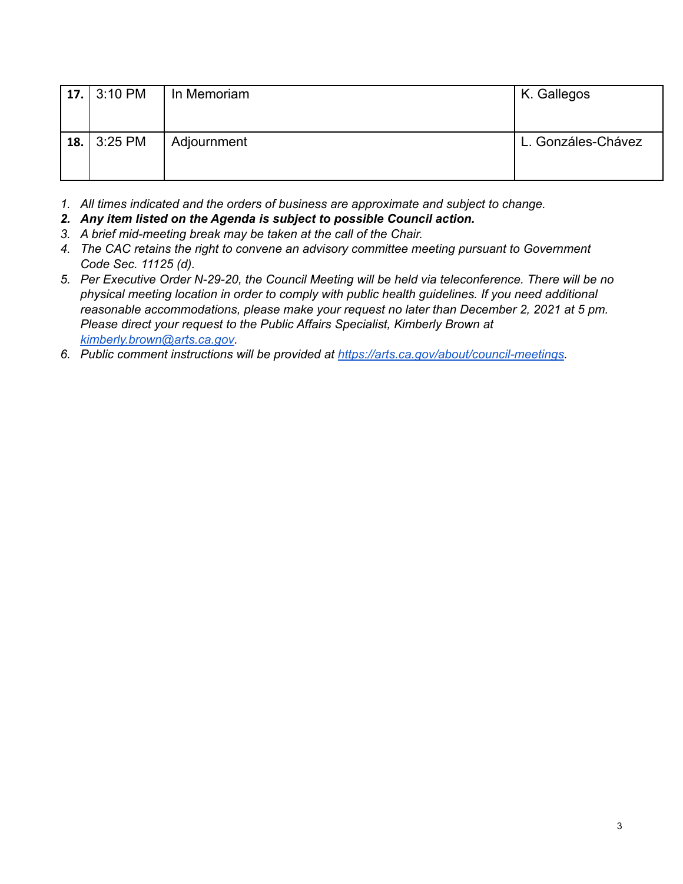| | | | |
|---|---|---|---|
| **17.** | 3:10 PM | In Memoriam | K. Gallegos |
| **18.** | 3:25 PM | Adjournment | L. Gonzáles-Chávez |

1. *All times indicated and the orders of business are approximate and subject to change.*
2. ***Any item listed on the Agenda is subject to possible Council action.***
3. *A brief mid-meeting break may be taken at the call of the Chair.*
4. *The CAC retains the right to convene an advisory committee meeting pursuant to Government Code Sec. 11125 (d).*
5. *Per Executive Order N-29-20, the Council Meeting will be held via teleconference. There will be no physical meeting location in order to comply with public health guidelines. If you need additional reasonable accommodations, please make your request no later than December 2, 2021 at 5 pm. Please direct your request to the Public Affairs Specialist, Kimberly Brown at [kimberly.brown@arts.ca.gov](mailto:kimberly.brown@arts.ca.gov).*
6. *Public comment instructions will be provided at [https://arts.ca.gov/about/council-meetings](https://arts.ca.gov/about/council-meetings).*